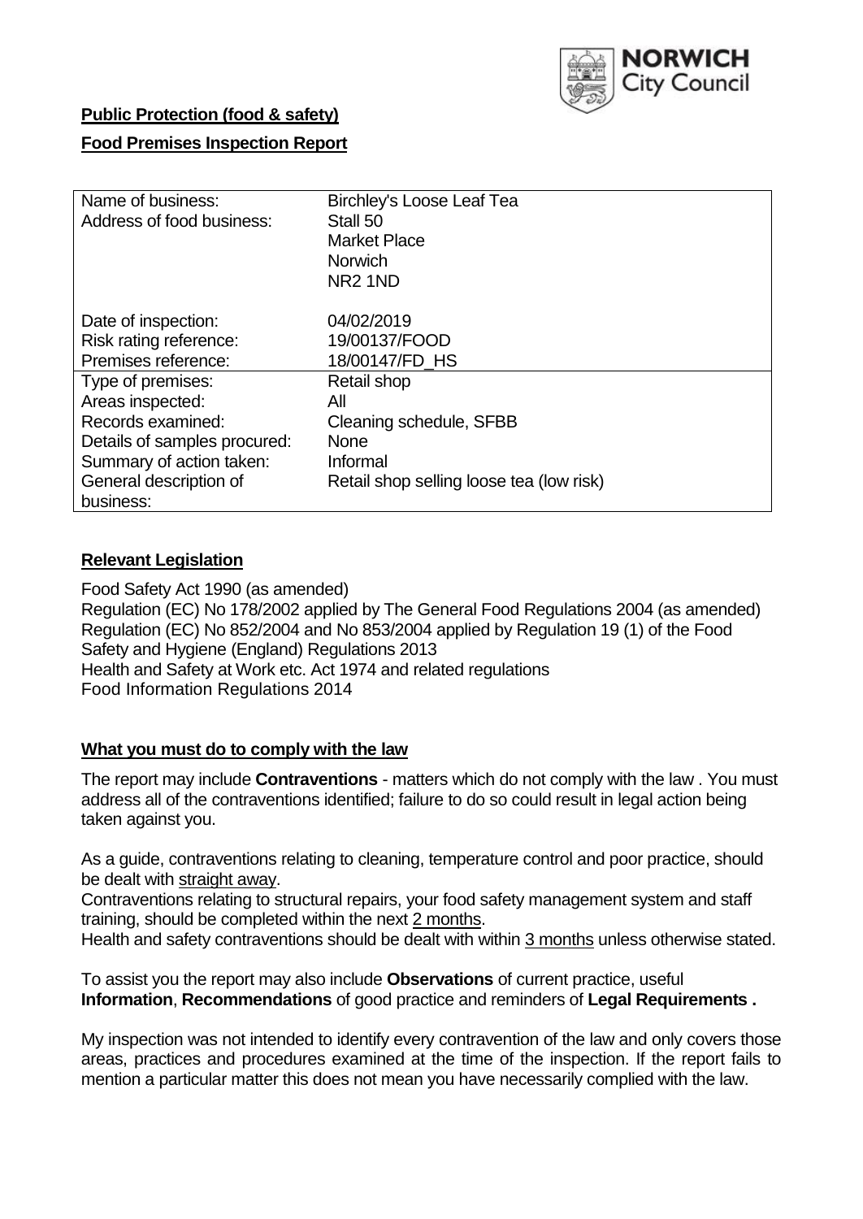NORWICH City Council

**Public Protection (food & safety)**

**Food Premises Inspection Report**

| | |
|---|---|
| Name of business: | Birchley's Loose Leaf Tea |
| Address of food business: | Stall 50<br>Market Place<br>Norwich<br>NR2 1ND |
| Date of inspection: | 04/02/2019 |
| Risk rating reference: | 19/00137/FOOD |
| Premises reference: | 18/00147/FD_HS |
| Type of premises: | Retail shop |
| Areas inspected: | All |
| Records examined: | Cleaning schedule, SFBB |
| Details of samples procured: | None |
| Summary of action taken: | Informal |
| General description of business: | Retail shop selling loose tea (low risk) |

**Relevant Legislation**

Food Safety Act 1990 (as amended)
Regulation (EC) No 178/2002 applied by The General Food Regulations 2004 (as amended)
Regulation (EC) No 852/2004 and No 853/2004 applied by Regulation 19 (1) of the Food Safety and Hygiene (England) Regulations 2013
Health and Safety at Work etc. Act 1974 and related regulations
Food Information Regulations 2014

**What you must do to comply with the law**

The report may include **Contraventions** - matters which do not comply with the law . You must address all of the contraventions identified; failure to do so could result in legal action being taken against you.

As a guide, contraventions relating to cleaning, temperature control and poor practice, should be dealt with straight away.

Contraventions relating to structural repairs, your food safety management system and staff training, should be completed within the next 2 months.

Health and safety contraventions should be dealt with within 3 months unless otherwise stated.

To assist you the report may also include **Observations** of current practice, useful **Information**, **Recommendations** of good practice and reminders of **Legal Requirements .**

My inspection was not intended to identify every contravention of the law and only covers those areas, practices and procedures examined at the time of the inspection. If the report fails to mention a particular matter this does not mean you have necessarily complied with the law.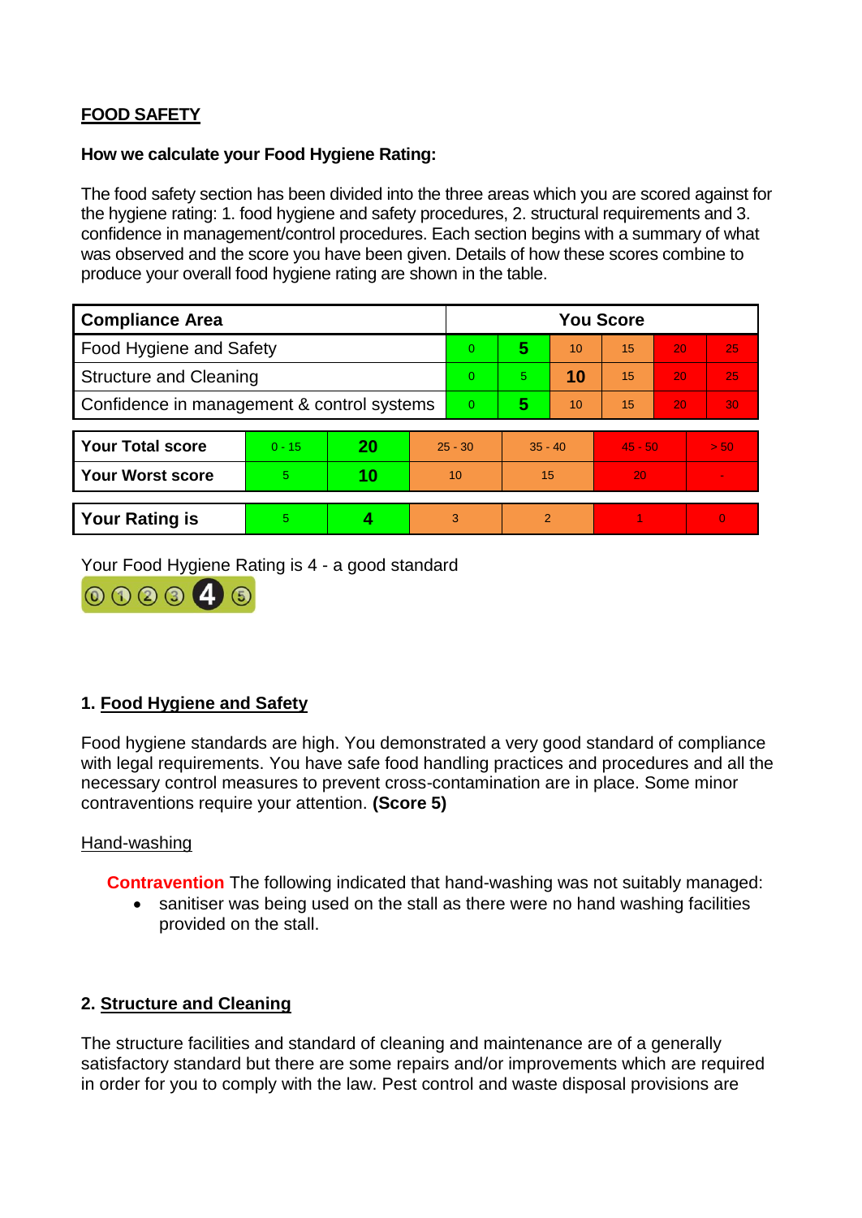## FOOD SAFETY

**How we calculate your Food Hygiene Rating:**

The food safety section has been divided into the three areas which you are scored against for the hygiene rating: 1. food hygiene and safety procedures, 2. structural requirements and 3. confidence in management/control procedures. Each section begins with a summary of what was observed and the score you have been given. Details of how these scores combine to produce your overall food hygiene rating are shown in the table.

| Compliance Area | You Score | | | | | |
|---|---|---|---|---|---|---|
| Food Hygiene and Safety | 0 | **5** | 10 | 15 | 20 | 25 |
| Structure and Cleaning | 0 | 5 | **10** | 15 | 20 | 25 |
| Confidence in management & control systems | 0 | **5** | 10 | 15 | 20 | 30 |

| | | | | | | |
|---|---|---|---|---|---|---|
| **Your Total score** | 0 - 15 | **20** | 25 - 30 | 35 - 40 | 45 - 50 | > 50 |
| **Your Worst score** | 5 | **10** | 10 | 15 | 20 | - |

| | | | | | | |
|---|---|---|---|---|---|---|
| **Your Rating is** | 5 | **4** | 3 | 2 | 1 | 0 |

Your Food Hygiene Rating is 4 - a good standard

## 1. Food Hygiene and Safety

Food hygiene standards are high. You demonstrated a very good standard of compliance with legal requirements. You have safe food handling practices and procedures and all the necessary control measures to prevent cross-contamination are in place. Some minor contraventions require your attention. **(Score 5)**

### Hand-washing

**Contravention** The following indicated that hand-washing was not suitably managed:

- sanitiser was being used on the stall as there were no hand washing facilities provided on the stall.

## 2. Structure and Cleaning

The structure facilities and standard of cleaning and maintenance are of a generally satisfactory standard but there are some repairs and/or improvements which are required in order for you to comply with the law. Pest control and waste disposal provisions are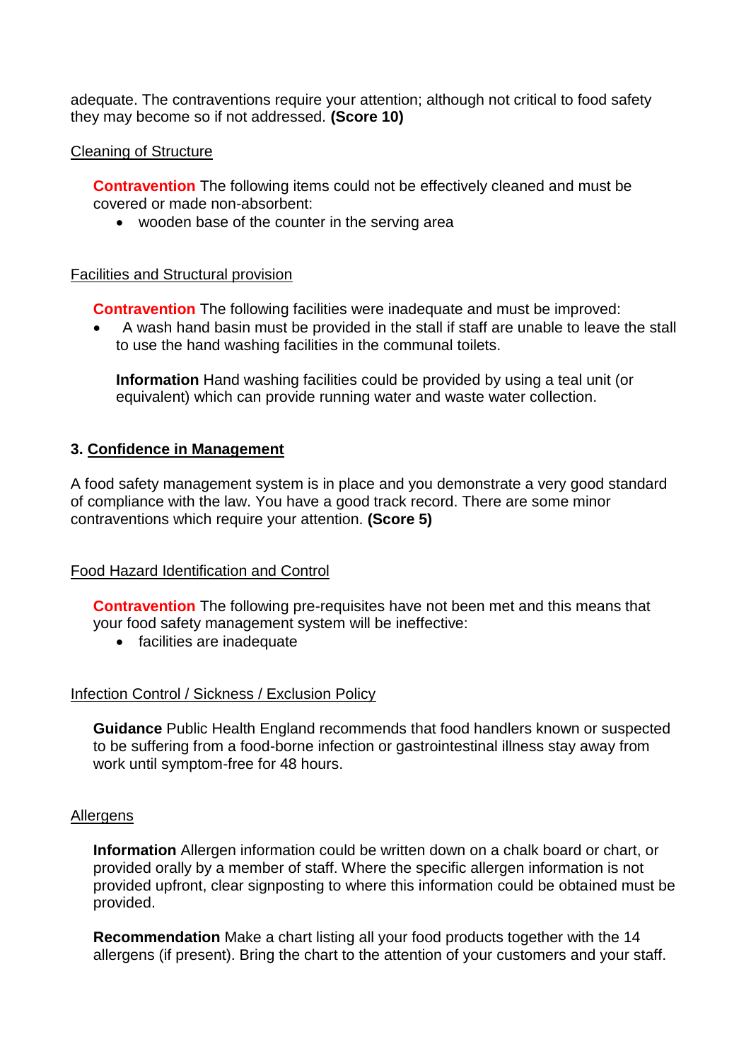adequate. The contraventions require your attention; although not critical to food safety they may become so if not addressed. **(Score 10)**

Cleaning of Structure

**Contravention** The following items could not be effectively cleaned and must be covered or made non-absorbent:

- wooden base of the counter in the serving area

Facilities and Structural provision

**Contravention** The following facilities were inadequate and must be improved:

- A wash hand basin must be provided in the stall if staff are unable to leave the stall to use the hand washing facilities in the communal toilets.

**Information** Hand washing facilities could be provided by using a teal unit (or equivalent) which can provide running water and waste water collection.

### 3. Confidence in Management

A food safety management system is in place and you demonstrate a very good standard of compliance with the law. You have a good track record. There are some minor contraventions which require your attention. **(Score 5)**

Food Hazard Identification and Control

**Contravention** The following pre-requisites have not been met and this means that your food safety management system will be ineffective:

- facilities are inadequate

Infection Control / Sickness / Exclusion Policy

**Guidance** Public Health England recommends that food handlers known or suspected to be suffering from a food-borne infection or gastrointestinal illness stay away from work until symptom-free for 48 hours.

Allergens

**Information** Allergen information could be written down on a chalk board or chart, or provided orally by a member of staff. Where the specific allergen information is not provided upfront, clear signposting to where this information could be obtained must be provided.

**Recommendation** Make a chart listing all your food products together with the 14 allergens (if present). Bring the chart to the attention of your customers and your staff.